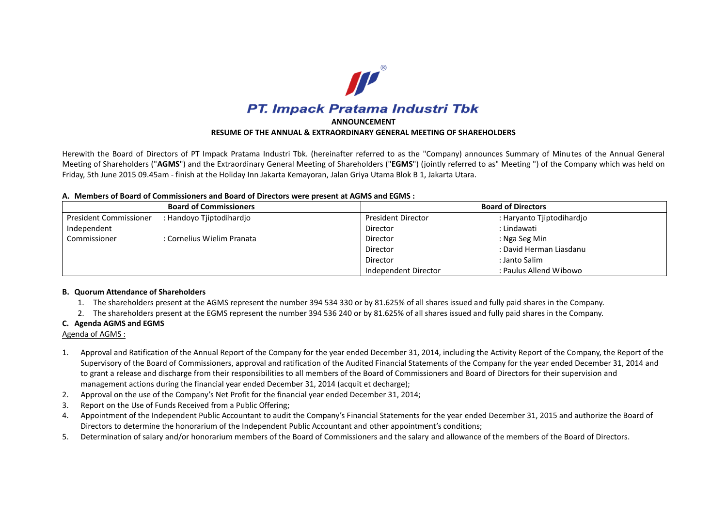# PT. Impack Pratama Industri Tbk

**ANNOUNCEMENT**

**RESUME OF THE ANNUAL & EXTRAORDINARY GENERAL MEETING OF SHAREHOLDERS**

Herewith the Board of Directors of PT Impack Pratama Industri Tbk. (hereinafter referred to as the "Company) announces Summary of Minutes of the Annual General Meeting of Shareholders ("**AGMS**") and the Extraordinary General Meeting of Shareholders ("**EGMS**") (jointly referred to as" Meeting ") of the Company which was held on Friday, 5th June 2015 09.45am - finish at the Holiday Inn Jakarta Kemayoran, Jalan Griya Utama Blok B 1, Jakarta Utara.

**A. Members of Board of Commissioners and Board of Directors were present at AGMS and EGMS :**

| **Board of Commissioners** | | **Board of Directors** | |
|---|---|---|---|
| President Commissioner | : Handoyo Tjiptodihardjo | President Director | : Haryanto Tjiptodihardjo |
| Independent Commissioner | : Cornelius Wielim Pranata | Director | : Lindawati |
| | | Director | : Nga Seg Min |
| | | Director | : David Herman Liasdanu |
| | | Director | : Janto Salim |
| | | Independent Director | : Paulus Allend Wibowo |

**B. Quorum Attendance of Shareholders**

1. The shareholders present at the AGMS represent the number 394 534 330 or by 81.625% of all shares issued and fully paid shares in the Company.
2. The shareholders present at the EGMS represent the number 394 536 240 or by 81.625% of all shares issued and fully paid shares in the Company.

**C. Agenda AGMS and EGMS**

Agenda of AGMS :

1. Approval and Ratification of the Annual Report of the Company for the year ended December 31, 2014, including the Activity Report of the Company, the Report of the Supervisory of the Board of Commissioners, approval and ratification of the Audited Financial Statements of the Company for the year ended December 31, 2014 and to grant a release and discharge from their responsibilities to all members of the Board of Commissioners and Board of Directors for their supervision and management actions during the financial year ended December 31, 2014 (acquit et decharge);
2. Approval on the use of the Company's Net Profit for the financial year ended December 31, 2014;
3. Report on the Use of Funds Received from a Public Offering;
4. Appointment of the Independent Public Accountant to audit the Company's Financial Statements for the year ended December 31, 2015 and authorize the Board of Directors to determine the honorarium of the Independent Public Accountant and other appointment's conditions;
5. Determination of salary and/or honorarium members of the Board of Commissioners and the salary and allowance of the members of the Board of Directors.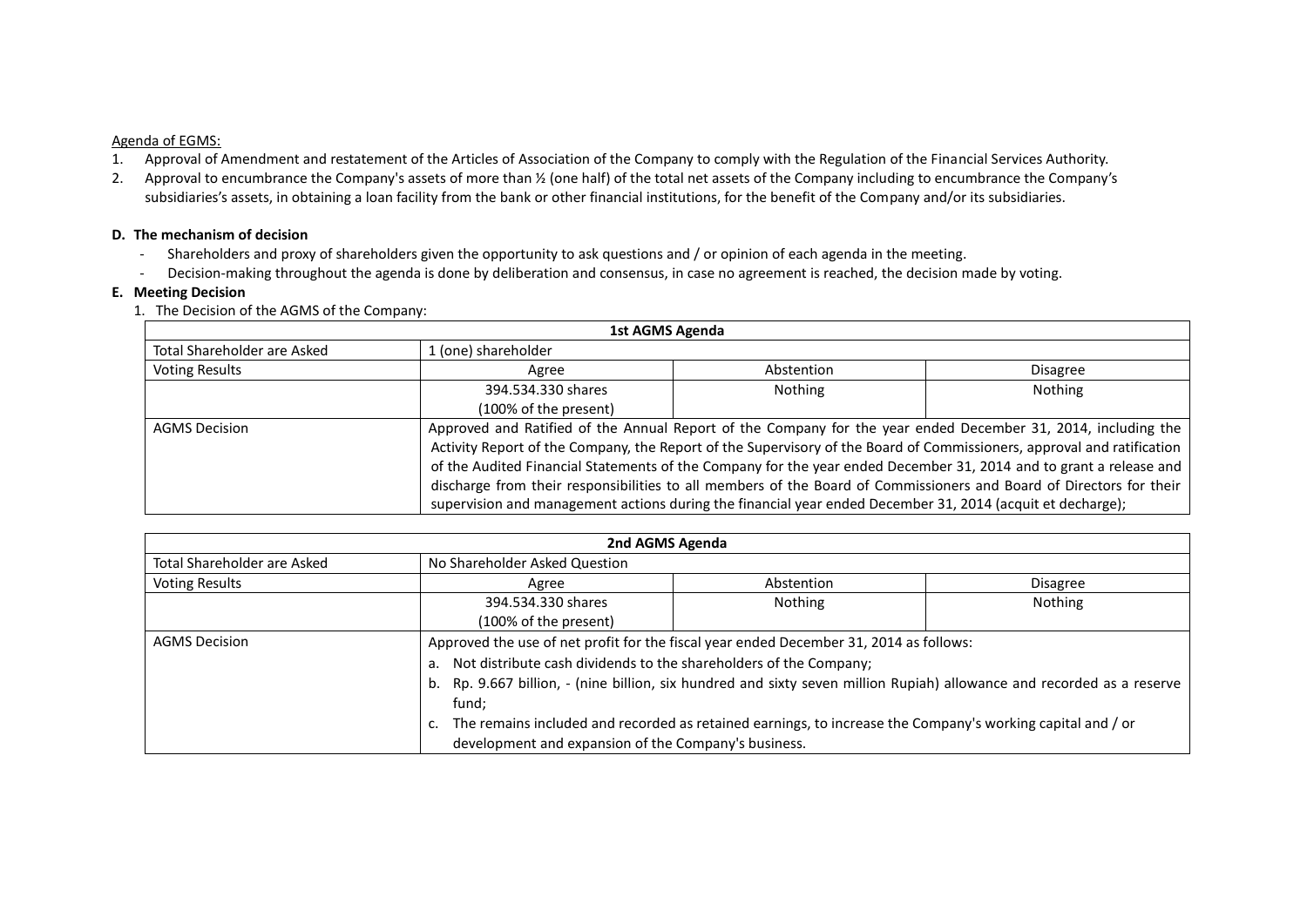Agenda of EGMS:

1. Approval of Amendment and restatement of the Articles of Association of the Company to comply with the Regulation of the Financial Services Authority.
2. Approval to encumbrance the Company's assets of more than ½ (one half) of the total net assets of the Company including to encumbrance the Company's subsidiaries's assets, in obtaining a loan facility from the bank or other financial institutions, for the benefit of the Company and/or its subsidiaries.

**D. The mechanism of decision**

- Shareholders and proxy of shareholders given the opportunity to ask questions and / or opinion of each agenda in the meeting.
- Decision-making throughout the agenda is done by deliberation and consensus, in case no agreement is reached, the decision made by voting.

**E. Meeting Decision**

1. The Decision of the AGMS of the Company:

| **1st AGMS Agenda** | | | |
|---|---|---|---|
| Total Shareholder are Asked | 1 (one) shareholder | | |
| Voting Results | Agree | Abstention | Disagree |
| | 394.534.330 shares (100% of the present) | Nothing | Nothing |
| AGMS Decision | Approved and Ratified of the Annual Report of the Company for the year ended December 31, 2014, including the Activity Report of the Company, the Report of the Supervisory of the Board of Commissioners, approval and ratification of the Audited Financial Statements of the Company for the year ended December 31, 2014 and to grant a release and discharge from their responsibilities to all members of the Board of Commissioners and Board of Directors for their supervision and management actions during the financial year ended December 31, 2014 (acquit et decharge); | | |

| **2nd AGMS Agenda** | | | |
|---|---|---|---|
| Total Shareholder are Asked | No Shareholder Asked Question | | |
| Voting Results | Agree | Abstention | Disagree |
| | 394.534.330 shares (100% of the present) | Nothing | Nothing |
| AGMS Decision | Approved the use of net profit for the fiscal year ended December 31, 2014 as follows:<br>a. Not distribute cash dividends to the shareholders of the Company;<br>b. Rp. 9.667 billion, - (nine billion, six hundred and sixty seven million Rupiah) allowance and recorded as a reserve fund;<br>c. The remains included and recorded as retained earnings, to increase the Company's working capital and / or development and expansion of the Company's business. | | |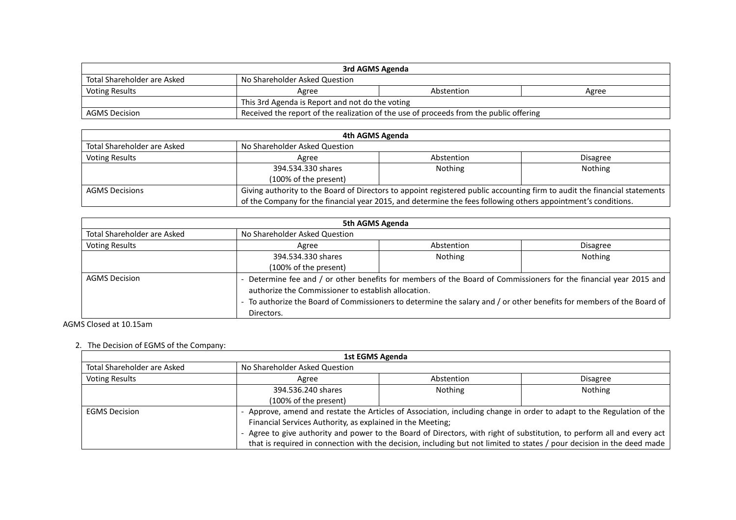| 3rd AGMS Agenda | | | |
|---|---|---|---|
| Total Shareholder are Asked | No Shareholder Asked Question | | |
| Voting Results | Agree | Abstention | Agree |
| | This 3rd Agenda is Report and not do the voting | | |
| AGMS Decision | Received the report of the realization of the use of proceeds from the public offering | | |

| 4th AGMS Agenda | | | |
|---|---|---|---|
| Total Shareholder are Asked | No Shareholder Asked Question | | |
| Voting Results | Agree | Abstention | Disagree |
| | 394.534.330 shares (100% of the present) | Nothing | Nothing |
| AGMS Decisions | Giving authority to the Board of Directors to appoint registered public accounting firm to audit the financial statements of the Company for the financial year 2015, and determine the fees following others appointment's conditions. | | |

| 5th AGMS Agenda | | | |
|---|---|---|---|
| Total Shareholder are Asked | No Shareholder Asked Question | | |
| Voting Results | Agree | Abstention | Disagree |
| | 394.534.330 shares (100% of the present) | Nothing | Nothing |
| AGMS Decision | - Determine fee and / or other benefits for members of the Board of Commissioners for the financial year 2015 and authorize the Commissioner to establish allocation.<br>- To authorize the Board of Commissioners to determine the salary and / or other benefits for members of the Board of Directors. | | |

AGMS Closed at 10.15am

2. The Decision of EGMS of the Company:

| 1st EGMS Agenda | | | |
|---|---|---|---|
| Total Shareholder are Asked | No Shareholder Asked Question | | |
| Voting Results | Agree | Abstention | Disagree |
| | 394.536.240 shares (100% of the present) | Nothing | Nothing |
| EGMS Decision | - Approve, amend and restate the Articles of Association, including change in order to adapt to the Regulation of the Financial Services Authority, as explained in the Meeting;<br>- Agree to give authority and power to the Board of Directors, with right of substitution, to perform all and every act that is required in connection with the decision, including but not limited to states / pour decision in the deed made | | |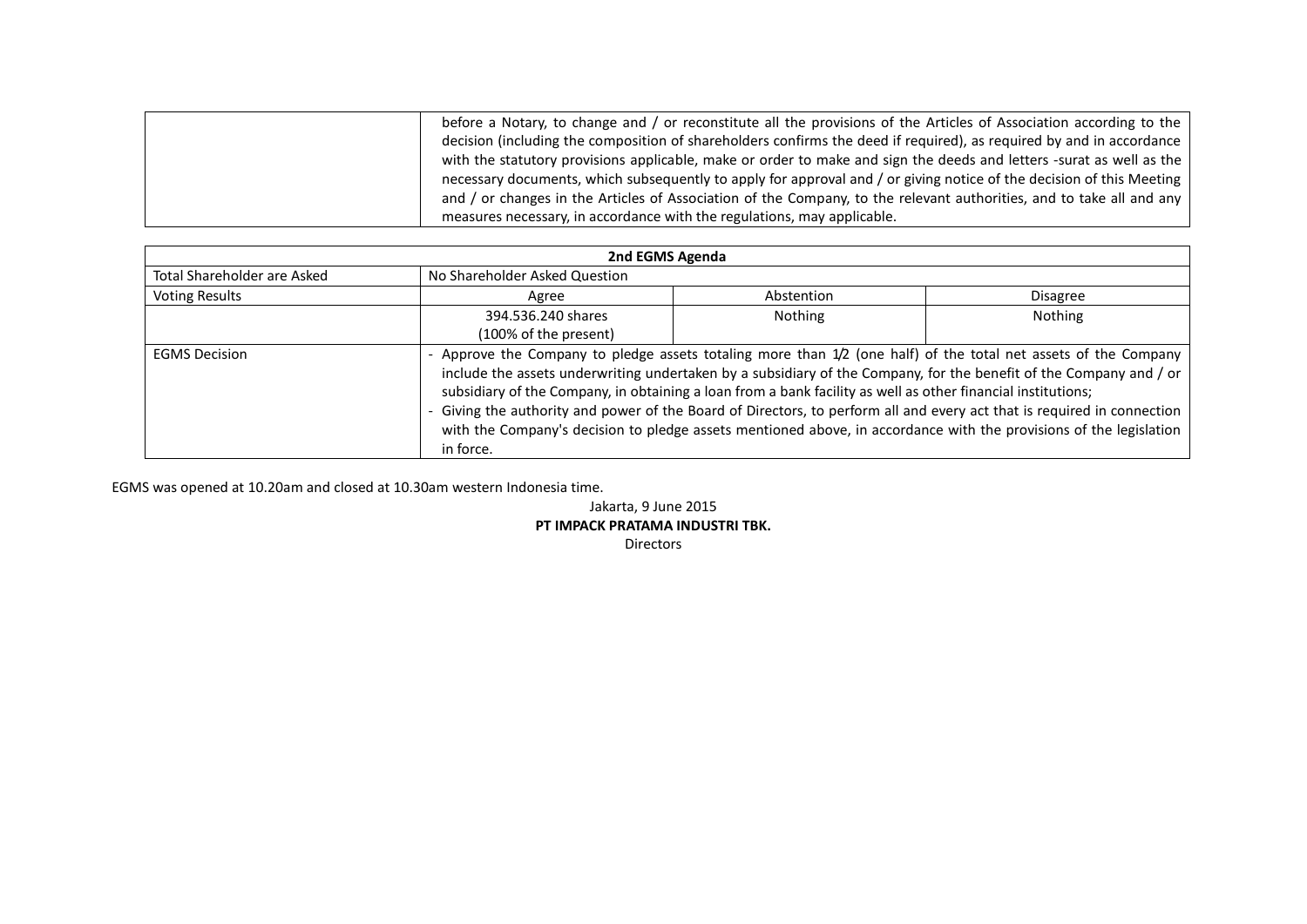| | |
|---|---|
| | before a Notary, to change and / or reconstitute all the provisions of the Articles of Association according to the decision (including the composition of shareholders confirms the deed if required), as required by and in accordance with the statutory provisions applicable, make or order to make and sign the deeds and letters -surat as well as the necessary documents, which subsequently to apply for approval and / or giving notice of the decision of this Meeting and / or changes in the Articles of Association of the Company, to the relevant authorities, and to take all and any measures necessary, in accordance with the regulations, may applicable. |

| **2nd EGMS Agenda** | | | |
|---|---|---|---|
| Total Shareholder are Asked | No Shareholder Asked Question | | |
| Voting Results | Agree | Abstention | Disagree |
| | 394.536.240 shares (100% of the present) | Nothing | Nothing |
| EGMS Decision | - Approve the Company to pledge assets totaling more than 1/2 (one half) of the total net assets of the Company include the assets underwriting undertaken by a subsidiary of the Company, for the benefit of the Company and / or subsidiary of the Company, in obtaining a loan from a bank facility as well as other financial institutions;<br>- Giving the authority and power of the Board of Directors, to perform all and every act that is required in connection with the Company's decision to pledge assets mentioned above, in accordance with the provisions of the legislation in force. | | |

EGMS was opened at 10.20am and closed at 10.30am western Indonesia time.

Jakarta, 9 June 2015

**PT IMPACK PRATAMA INDUSTRI TBK.**

Directors